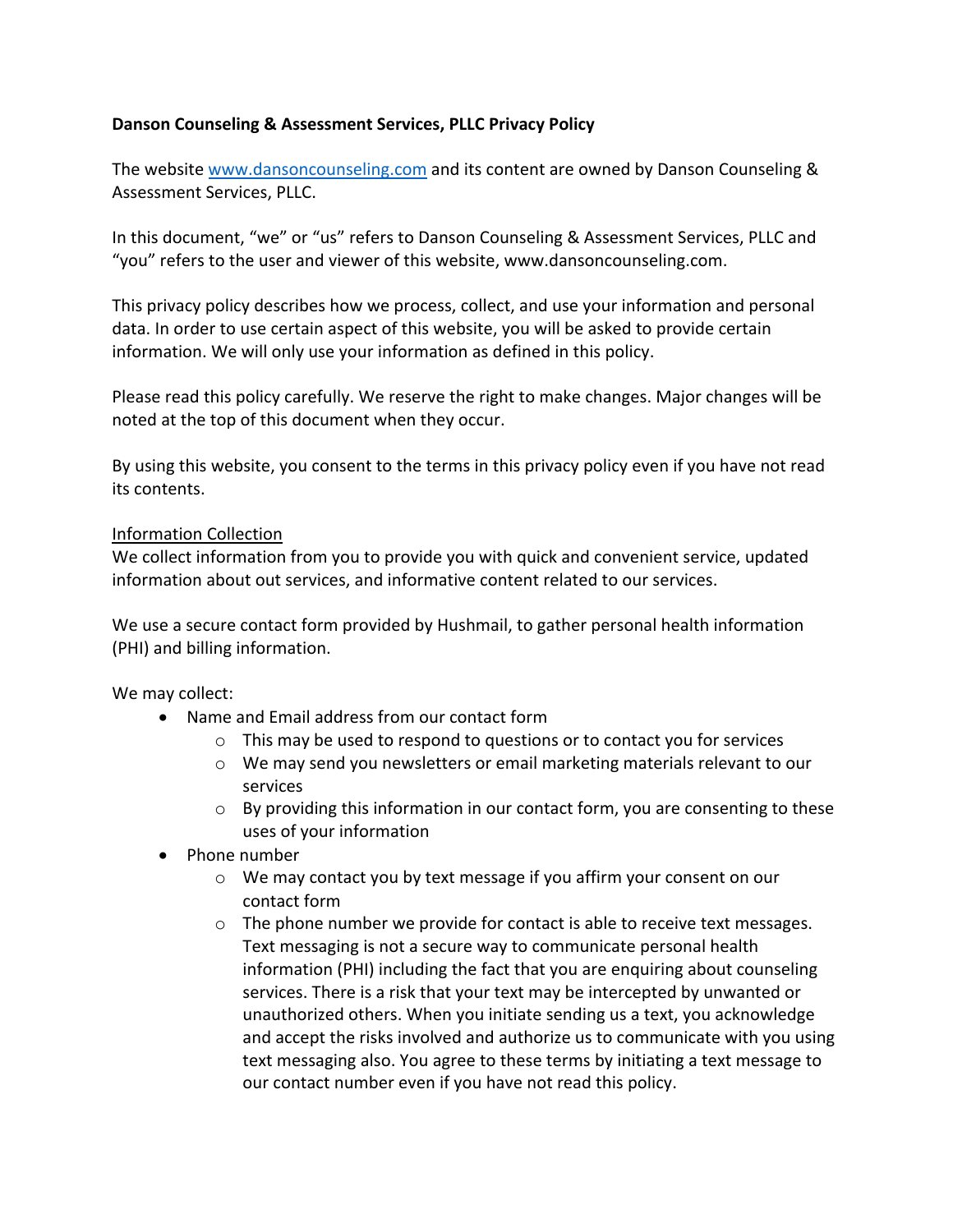**Danson Counseling & Assessment Services, PLLC Privacy Policy**

The website [www.dansoncounseling.com](www.dansoncounseling.com) and its content are owned by Danson Counseling & Assessment Services, PLLC.

In this document, "we" or "us" refers to Danson Counseling & Assessment Services, PLLC and "you" refers to the user and viewer of this website, www.dansoncounseling.com.

This privacy policy describes how we process, collect, and use your information and personal data. In order to use certain aspect of this website, you will be asked to provide certain information. We will only use your information as defined in this policy.

Please read this policy carefully. We reserve the right to make changes. Major changes will be noted at the top of this document when they occur.

By using this website, you consent to the terms in this privacy policy even if you have not read its contents.

<u>Information Collection</u>

We collect information from you to provide you with quick and convenient service, updated information about out services, and informative content related to our services.

We use a secure contact form provided by Hushmail, to gather personal health information (PHI) and billing information.

We may collect:

- Name and Email address from our contact form
  - This may be used to respond to questions or to contact you for services
  - We may send you newsletters or email marketing materials relevant to our services
  - By providing this information in our contact form, you are consenting to these uses of your information
- Phone number
  - We may contact you by text message if you affirm your consent on our contact form
  - The phone number we provide for contact is able to receive text messages. Text messaging is not a secure way to communicate personal health information (PHI) including the fact that you are enquiring about counseling services. There is a risk that your text may be intercepted by unwanted or unauthorized others. When you initiate sending us a text, you acknowledge and accept the risks involved and authorize us to communicate with you using text messaging also. You agree to these terms by initiating a text message to our contact number even if you have not read this policy.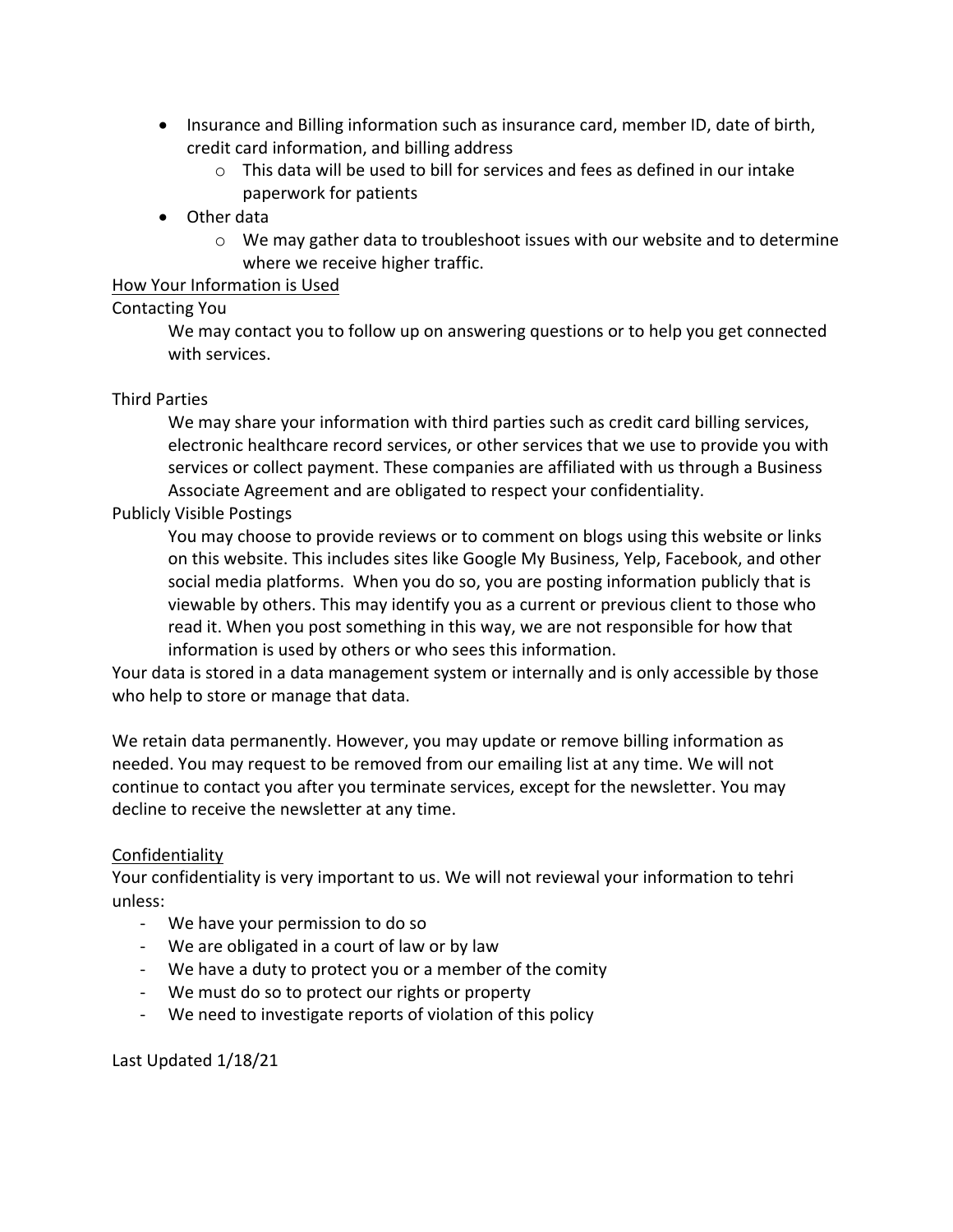- Insurance and Billing information such as insurance card, member ID, date of birth, credit card information, and billing address
    - This data will be used to bill for services and fees as defined in our intake paperwork for patients
- Other data
    - We may gather data to troubleshoot issues with our website and to determine where we receive higher traffic.

<u>How Your Information is Used</u>

Contacting You

We may contact you to follow up on answering questions or to help you get connected with services.

Third Parties

We may share your information with third parties such as credit card billing services, electronic healthcare record services, or other services that we use to provide you with services or collect payment. These companies are affiliated with us through a Business Associate Agreement and are obligated to respect your confidentiality.

Publicly Visible Postings

You may choose to provide reviews or to comment on blogs using this website or links on this website. This includes sites like Google My Business, Yelp, Facebook, and other social media platforms. When you do so, you are posting information publicly that is viewable by others. This may identify you as a current or previous client to those who read it. When you post something in this way, we are not responsible for how that information is used by others or who sees this information.

Your data is stored in a data management system or internally and is only accessible by those who help to store or manage that data.

We retain data permanently. However, you may update or remove billing information as needed. You may request to be removed from our emailing list at any time. We will not continue to contact you after you terminate services, except for the newsletter. You may decline to receive the newsletter at any time.

<u>Confidentiality</u>

Your confidentiality is very important to us. We will not reviewal your information to tehri unless:

- We have your permission to do so
- We are obligated in a court of law or by law
- We have a duty to protect you or a member of the comity
- We must do so to protect our rights or property
- We need to investigate reports of violation of this policy

Last Updated 1/18/21